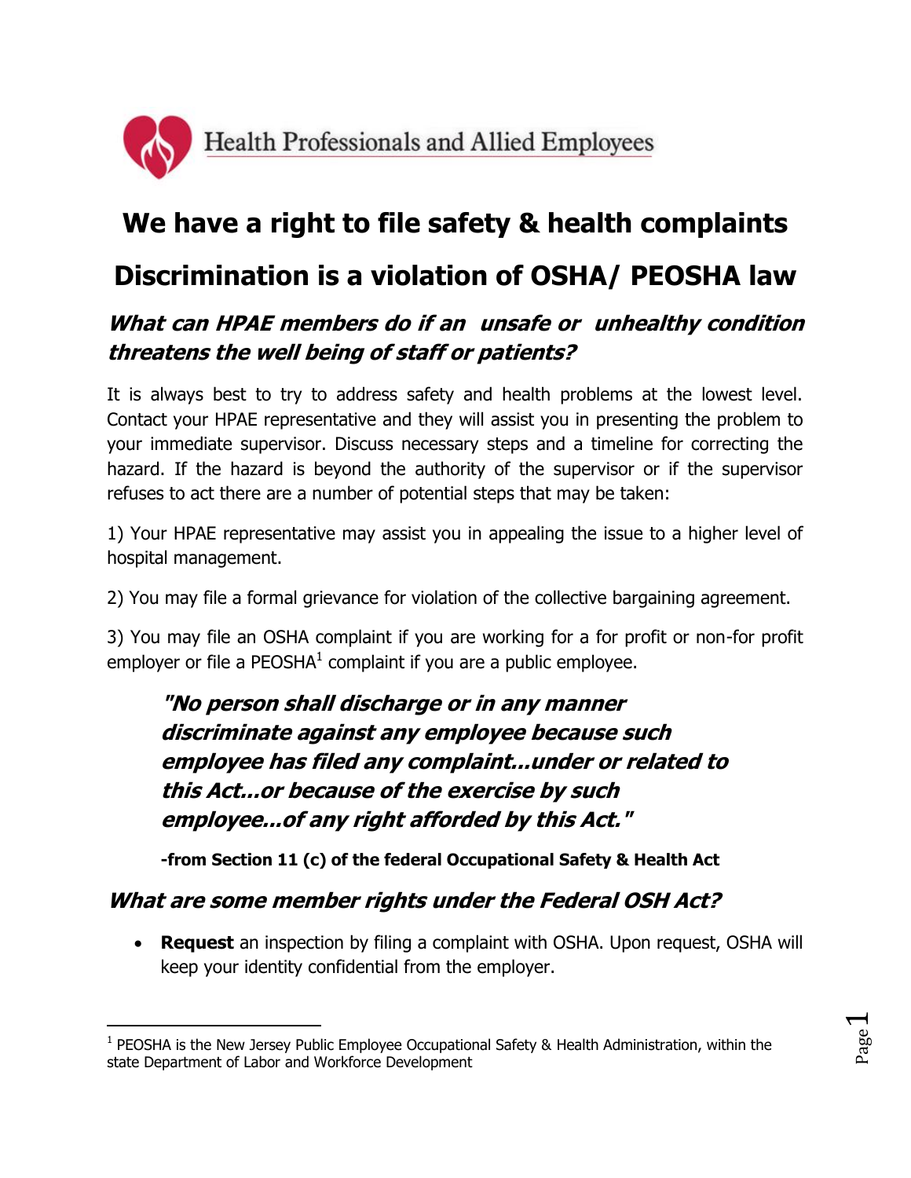Health Professionals and Allied Employees

# We have a right to file safety & health complaints

# Discrimination is a violation of OSHA/ PEOSHA law

### *What can HPAE members do if an unsafe or unhealthy condition threatens the well being of staff or patients?*

It is always best to try to address safety and health problems at the lowest level. Contact your HPAE representative and they will assist you in presenting the problem to your immediate supervisor. Discuss necessary steps and a timeline for correcting the hazard. If the hazard is beyond the authority of the supervisor or if the supervisor refuses to act there are a number of potential steps that may be taken:

1) Your HPAE representative may assist you in appealing the issue to a higher level of hospital management.

2) You may file a formal grievance for violation of the collective bargaining agreement.

3) You may file an OSHA complaint if you are working for a for profit or non-for profit employer or file a PEOSHA[1] complaint if you are a public employee.

> ***"No person shall discharge or in any manner discriminate against any employee because such employee has filed any complaint...under or related to this Act...or because of the exercise by such employee...of any right afforded by this Act."***
>
> **-from Section 11 (c) of the federal Occupational Safety & Health Act**

### *What are some member rights under the Federal OSH Act?*

- **Request** an inspection by filing a complaint with OSHA. Upon request, OSHA will keep your identity confidential from the employer.

---

[1] PEOSHA is the New Jersey Public Employee Occupational Safety & Health Administration, within the state Department of Labor and Workforce Development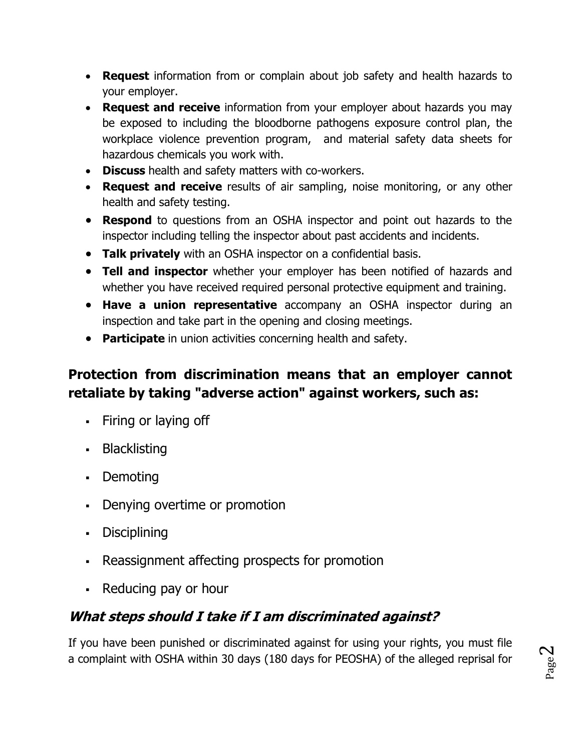- **Request** information from or complain about job safety and health hazards to your employer.
- **Request and receive** information from your employer about hazards you may be exposed to including the bloodborne pathogens exposure control plan, the workplace violence prevention program, and material safety data sheets for hazardous chemicals you work with.
- **Discuss** health and safety matters with co-workers.
- **Request and receive** results of air sampling, noise monitoring, or any other health and safety testing.
- **Respond** to questions from an OSHA inspector and point out hazards to the inspector including telling the inspector about past accidents and incidents.
- **Talk privately** with an OSHA inspector on a confidential basis.
- **Tell and inspector** whether your employer has been notified of hazards and whether you have received required personal protective equipment and training.
- **Have a union representative** accompany an OSHA inspector during an inspection and take part in the opening and closing meetings.
- **Participate** in union activities concerning health and safety.

## Protection from discrimination means that an employer cannot retaliate by taking "adverse action" against workers, such as:

- Firing or laying off
- Blacklisting
- Demoting
- Denying overtime or promotion
- Disciplining
- Reassignment affecting prospects for promotion
- Reducing pay or hour

### *What steps should I take if I am discriminated against?*

If you have been punished or discriminated against for using your rights, you must file a complaint with OSHA within 30 days (180 days for PEOSHA) of the alleged reprisal for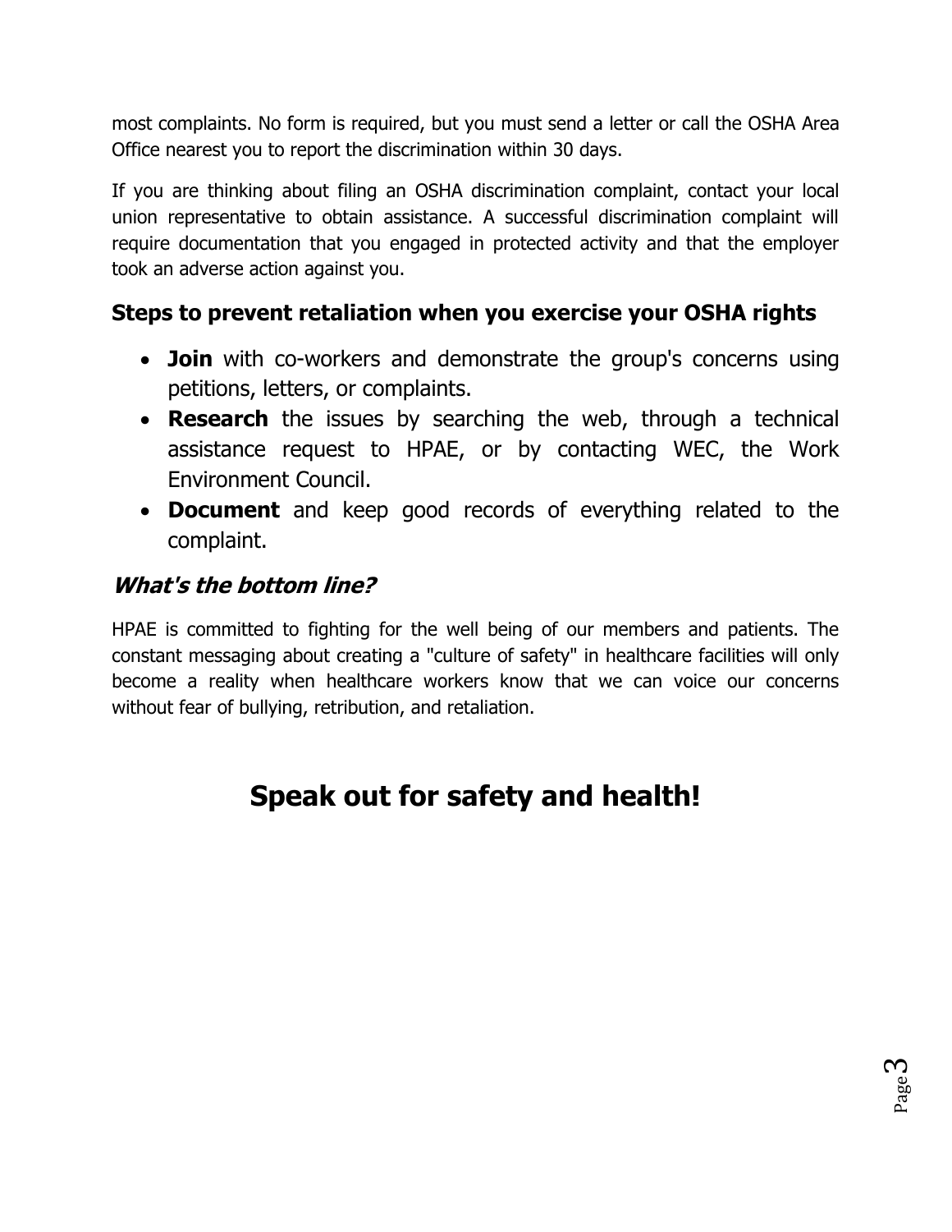most complaints. No form is required, but you must send a letter or call the OSHA Area Office nearest you to report the discrimination within 30 days.

If you are thinking about filing an OSHA discrimination complaint, contact your local union representative to obtain assistance. A successful discrimination complaint will require documentation that you engaged in protected activity and that the employer took an adverse action against you.

## Steps to prevent retaliation when you exercise your OSHA rights

- **Join** with co-workers and demonstrate the group's concerns using petitions, letters, or complaints.
- **Research** the issues by searching the web, through a technical assistance request to HPAE, or by contacting WEC, the Work Environment Council.
- **Document** and keep good records of everything related to the complaint.

## *What's the bottom line?*

HPAE is committed to fighting for the well being of our members and patients. The constant messaging about creating a "culture of safety" in healthcare facilities will only become a reality when healthcare workers know that we can voice our concerns without fear of bullying, retribution, and retaliation.

# Speak out for safety and health!